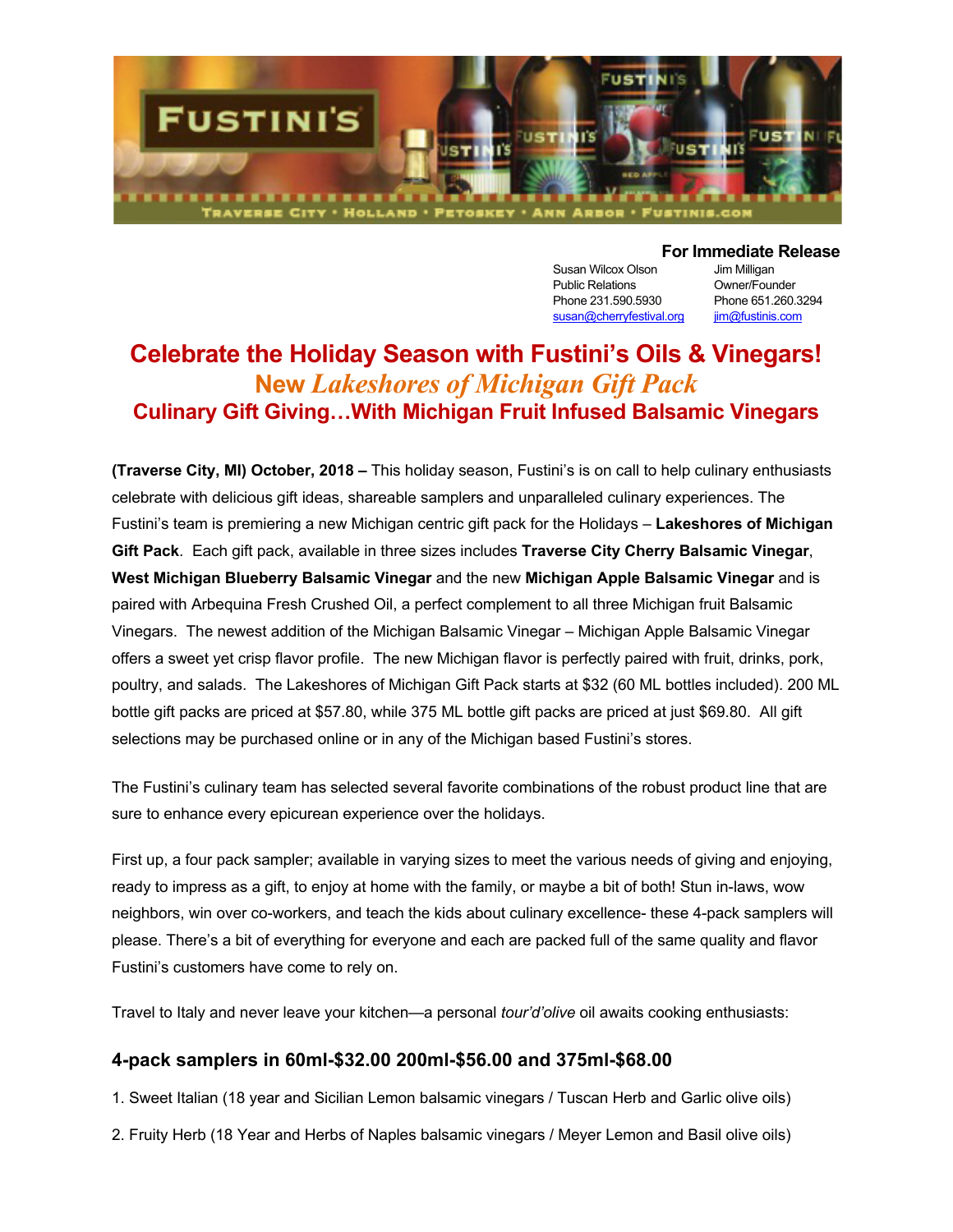**For Immediate Release**

Susan Wilcox Olson
Public Relations
Phone 231.590.5930
susan@cherryfestival.org

Jim Milligan
Owner/Founder
Phone 651.260.3294
jim@fustinis.com

# Celebrate the Holiday Season with Fustini's Oils & Vinegars!

## New *Lakeshores of Michigan Gift Pack*

### Culinary Gift Giving…With Michigan Fruit Infused Balsamic Vinegars

**(Traverse City, MI) October, 2018 –** This holiday season, Fustini's is on call to help culinary enthusiasts celebrate with delicious gift ideas, shareable samplers and unparalleled culinary experiences. The Fustini's team is premiering a new Michigan centric gift pack for the Holidays – **Lakeshores of Michigan Gift Pack**. Each gift pack, available in three sizes includes **Traverse City Cherry Balsamic Vinegar**, **West Michigan Blueberry Balsamic Vinegar** and the new **Michigan Apple Balsamic Vinegar** and is paired with Arbequina Fresh Crushed Oil, a perfect complement to all three Michigan fruit Balsamic Vinegars. The newest addition of the Michigan Balsamic Vinegar – Michigan Apple Balsamic Vinegar offers a sweet yet crisp flavor profile. The new Michigan flavor is perfectly paired with fruit, drinks, pork, poultry, and salads. The Lakeshores of Michigan Gift Pack starts at $32 (60 ML bottles included). 200 ML bottle gift packs are priced at $57.80, while 375 ML bottle gift packs are priced at just $69.80. All gift selections may be purchased online or in any of the Michigan based Fustini's stores.

The Fustini's culinary team has selected several favorite combinations of the robust product line that are sure to enhance every epicurean experience over the holidays.

First up, a four pack sampler; available in varying sizes to meet the various needs of giving and enjoying, ready to impress as a gift, to enjoy at home with the family, or maybe a bit of both! Stun in-laws, wow neighbors, win over co-workers, and teach the kids about culinary excellence- these 4-pack samplers will please. There's a bit of everything for everyone and each are packed full of the same quality and flavor Fustini's customers have come to rely on.

Travel to Italy and never leave your kitchen—a personal *tour'd'olive* oil awaits cooking enthusiasts:

### 4-pack samplers in 60ml-$32.00 200ml-$56.00 and 375ml-$68.00

1. Sweet Italian (18 year and Sicilian Lemon balsamic vinegars / Tuscan Herb and Garlic olive oils)
2. Fruity Herb (18 Year and Herbs of Naples balsamic vinegars / Meyer Lemon and Basil olive oils)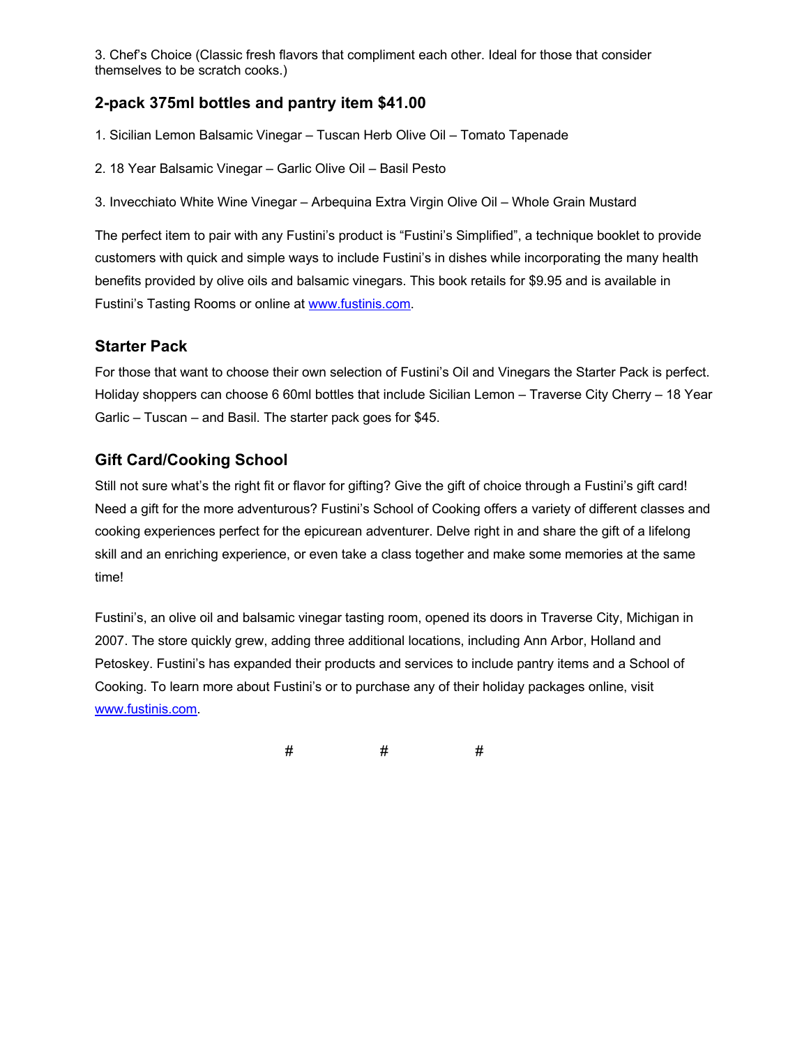3. Chef's Choice (Classic fresh flavors that compliment each other. Ideal for those that consider themselves to be scratch cooks.)

### 2-pack 375ml bottles and pantry item $41.00

1. Sicilian Lemon Balsamic Vinegar – Tuscan Herb Olive Oil – Tomato Tapenade

2. 18 Year Balsamic Vinegar – Garlic Olive Oil – Basil Pesto

3. Invecchiato White Wine Vinegar – Arbequina Extra Virgin Olive Oil – Whole Grain Mustard

The perfect item to pair with any Fustini's product is "Fustini's Simplified", a technique booklet to provide customers with quick and simple ways to include Fustini's in dishes while incorporating the many health benefits provided by olive oils and balsamic vinegars. This book retails for $9.95 and is available in Fustini's Tasting Rooms or online at www.fustinis.com.

### Starter Pack

For those that want to choose their own selection of Fustini's Oil and Vinegars the Starter Pack is perfect. Holiday shoppers can choose 6 60ml bottles that include Sicilian Lemon – Traverse City Cherry – 18 Year Garlic – Tuscan – and Basil. The starter pack goes for $45.

### Gift Card/Cooking School

Still not sure what's the right fit or flavor for gifting? Give the gift of choice through a Fustini's gift card! Need a gift for the more adventurous? Fustini's School of Cooking offers a variety of different classes and cooking experiences perfect for the epicurean adventurer. Delve right in and share the gift of a lifelong skill and an enriching experience, or even take a class together and make some memories at the same time!

Fustini's, an olive oil and balsamic vinegar tasting room, opened its doors in Traverse City, Michigan in 2007. The store quickly grew, adding three additional locations, including Ann Arbor, Holland and Petoskey. Fustini's has expanded their products and services to include pantry items and a School of Cooking. To learn more about Fustini's or to purchase any of their holiday packages online, visit www.fustinis.com.

# # #